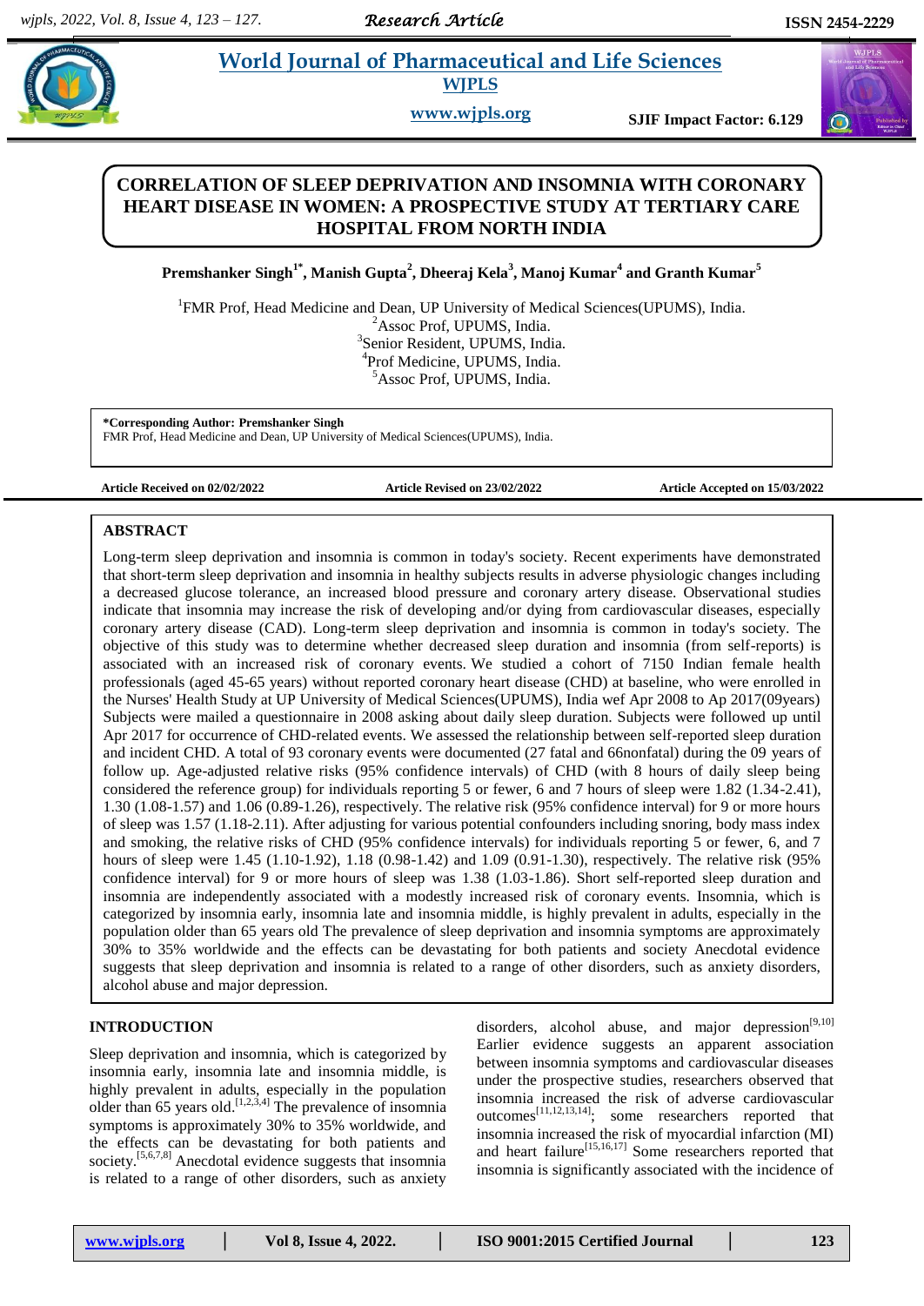# CORRELATION OF SLEEP DEPRIVATION AND INSOMNIA WITH CORONARY HEART DISEASE IN WOMEN: A PROSPECTIVE STUDY AT TERTIARY CARE HOSPITAL FROM NORTH INDIA

**Premshanker Singh[1*], Manish Gupta[2], Dheeraj Kela[3], Manoj Kumar[4] and Granth Kumar[5]**

[1]FMR Prof, Head Medicine and Dean, UP University of Medical Sciences(UPUMS), India.
[2]Assoc Prof, UPUMS, India.
[3]Senior Resident, UPUMS, India.
[4]Prof Medicine, UPUMS, India.
[5]Assoc Prof, UPUMS, India.

**\*Corresponding Author: Premshanker Singh**
FMR Prof, Head Medicine and Dean, UP University of Medical Sciences(UPUMS), India.

**Article Received on 02/02/2022** **Article Revised on 23/02/2022** **Article Accepted on 15/03/2022**

## ABSTRACT

Long-term sleep deprivation and insomnia is common in today's society. Recent experiments have demonstrated that short-term sleep deprivation and insomnia in healthy subjects results in adverse physiologic changes including a decreased glucose tolerance, an increased blood pressure and coronary artery disease. Observational studies indicate that insomnia may increase the risk of developing and/or dying from cardiovascular diseases, especially coronary artery disease (CAD). Long-term sleep deprivation and insomnia is common in today's society. The objective of this study was to determine whether decreased sleep duration and insomnia (from self-reports) is associated with an increased risk of coronary events. We studied a cohort of 7150 Indian female health professionals (aged 45-65 years) without reported coronary heart disease (CHD) at baseline, who were enrolled in the Nurses' Health Study at UP University of Medical Sciences(UPUMS), India wef Apr 2008 to Ap 2017(09years) Subjects were mailed a questionnaire in 2008 asking about daily sleep duration. Subjects were followed up until Apr 2017 for occurrence of CHD-related events. We assessed the relationship between self-reported sleep duration and incident CHD. A total of 93 coronary events were documented (27 fatal and 66nonfatal) during the 09 years of follow up. Age-adjusted relative risks (95% confidence intervals) of CHD (with 8 hours of daily sleep being considered the reference group) for individuals reporting 5 or fewer, 6 and 7 hours of sleep were 1.82 (1.34-2.41), 1.30 (1.08-1.57) and 1.06 (0.89-1.26), respectively. The relative risk (95% confidence interval) for 9 or more hours of sleep was 1.57 (1.18-2.11). After adjusting for various potential confounders including snoring, body mass index and smoking, the relative risks of CHD (95% confidence intervals) for individuals reporting 5 or fewer, 6, and 7 hours of sleep were 1.45 (1.10-1.92), 1.18 (0.98-1.42) and 1.09 (0.91-1.30), respectively. The relative risk (95% confidence interval) for 9 or more hours of sleep was 1.38 (1.03-1.86). Short self-reported sleep duration and insomnia are independently associated with a modestly increased risk of coronary events. Insomnia, which is categorized by insomnia early, insomnia late and insomnia middle, is highly prevalent in adults, especially in the population older than 65 years old The prevalence of sleep deprivation and insomnia symptoms are approximately 30% to 35% worldwide and the effects can be devastating for both patients and society Anecdotal evidence suggests that sleep deprivation and insomnia is related to a range of other disorders, such as anxiety disorders, alcohol abuse and major depression.

## INTRODUCTION

Sleep deprivation and insomnia, which is categorized by insomnia early, insomnia late and insomnia middle, is highly prevalent in adults, especially in the population older than 65 years old.[1,2,3,4] The prevalence of insomnia symptoms is approximately 30% to 35% worldwide, and the effects can be devastating for both patients and society.[5,6,7,8] Anecdotal evidence suggests that insomnia is related to a range of other disorders, such as anxiety disorders, alcohol abuse, and major depression[9,10] Earlier evidence suggests an apparent association between insomnia symptoms and cardiovascular diseases under the prospective studies, researchers observed that insomnia increased the risk of adverse cardiovascular outcomes[11,12,13,14]; some researchers reported that insomnia increased the risk of myocardial infarction (MI) and heart failure[15,16,17] Some researchers reported that insomnia is significantly associated with the incidence of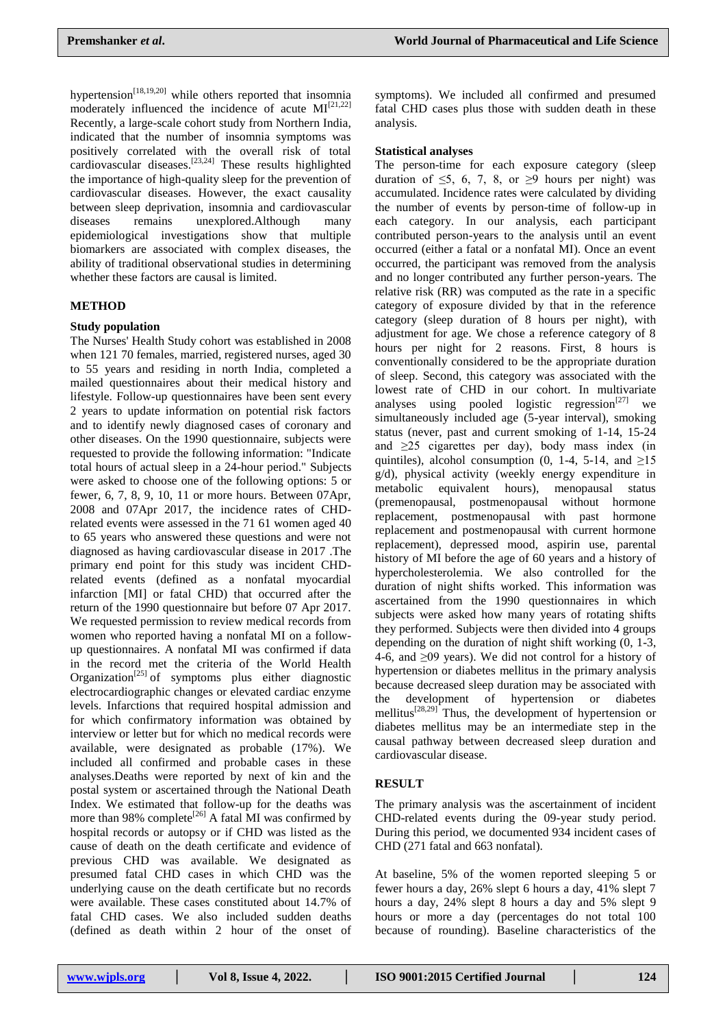hypertension[18,19,20] while others reported that insomnia moderately influenced the incidence of acute MI[21,22] Recently, a large-scale cohort study from Northern India, indicated that the number of insomnia symptoms was positively correlated with the overall risk of total cardiovascular diseases.[23,24] These results highlighted the importance of high-quality sleep for the prevention of cardiovascular diseases. However, the exact causality between sleep deprivation, insomnia and cardiovascular diseases remains unexplored.Although many epidemiological investigations show that multiple biomarkers are associated with complex diseases, the ability of traditional observational studies in determining whether these factors are causal is limited.

## METHOD

### Study population

The Nurses' Health Study cohort was established in 2008 when 121 70 females, married, registered nurses, aged 30 to 55 years and residing in north India, completed a mailed questionnaires about their medical history and lifestyle. Follow-up questionnaires have been sent every 2 years to update information on potential risk factors and to identify newly diagnosed cases of coronary and other diseases. On the 1990 questionnaire, subjects were requested to provide the following information: "Indicate total hours of actual sleep in a 24-hour period." Subjects were asked to choose one of the following options: 5 or fewer, 6, 7, 8, 9, 10, 11 or more hours. Between 07Apr, 2008 and 07Apr 2017, the incidence rates of CHD-related events were assessed in the 71 61 women aged 40 to 65 years who answered these questions and were not diagnosed as having cardiovascular disease in 2017 .The primary end point for this study was incident CHD-related events (defined as a nonfatal myocardial infarction [MI] or fatal CHD) that occurred after the return of the 1990 questionnaire but before 07 Apr 2017. We requested permission to review medical records from women who reported having a nonfatal MI on a follow-up questionnaires. A nonfatal MI was confirmed if data in the record met the criteria of the World Health Organization[25] of symptoms plus either diagnostic electrocardiographic changes or elevated cardiac enzyme levels. Infarctions that required hospital admission and for which confirmatory information was obtained by interview or letter but for which no medical records were available, were designated as probable (17%). We included all confirmed and probable cases in these analyses.Deaths were reported by next of kin and the postal system or ascertained through the National Death Index. We estimated that follow-up for the deaths was more than 98% complete[26] A fatal MI was confirmed by hospital records or autopsy or if CHD was listed as the cause of death on the death certificate and evidence of previous CHD was available. We designated as presumed fatal CHD cases in which CHD was the underlying cause on the death certificate but no records were available. These cases constituted about 14.7% of fatal CHD cases. We also included sudden deaths (defined as death within 2 hour of the onset of symptoms). We included all confirmed and presumed fatal CHD cases plus those with sudden death in these analysis.

### Statistical analyses

The person-time for each exposure category (sleep duration of ≤5, 6, 7, 8, or ≥9 hours per night) was accumulated. Incidence rates were calculated by dividing the number of events by person-time of follow-up in each category. In our analysis, each participant contributed person-years to the analysis until an event occurred (either a fatal or a nonfatal MI). Once an event occurred, the participant was removed from the analysis and no longer contributed any further person-years. The relative risk (RR) was computed as the rate in a specific category of exposure divided by that in the reference category (sleep duration of 8 hours per night), with adjustment for age. We chose a reference category of 8 hours per night for 2 reasons. First, 8 hours is conventionally considered to be the appropriate duration of sleep. Second, this category was associated with the lowest rate of CHD in our cohort. In multivariate analyses using pooled logistic regression[27] we simultaneously included age (5-year interval), smoking status (never, past and current smoking of 1-14, 15-24 and ≥25 cigarettes per day), body mass index (in quintiles), alcohol consumption (0, 1-4, 5-14, and ≥15 g/d), physical activity (weekly energy expenditure in metabolic equivalent hours), menopausal status (premenopausal, postmenopausal without hormone replacement, postmenopausal with past hormone replacement and postmenopausal with current hormone replacement), depressed mood, aspirin use, parental history of MI before the age of 60 years and a history of hypercholesterolemia. We also controlled for the duration of night shifts worked. This information was ascertained from the 1990 questionnaires in which subjects were asked how many years of rotating shifts they performed. Subjects were then divided into 4 groups depending on the duration of night shift working (0, 1-3, 4-6, and ≥09 years). We did not control for a history of hypertension or diabetes mellitus in the primary analysis because decreased sleep duration may be associated with the development of hypertension or diabetes mellitus[28,29] Thus, the development of hypertension or diabetes mellitus may be an intermediate step in the causal pathway between decreased sleep duration and cardiovascular disease.

## RESULT

The primary analysis was the ascertainment of incident CHD-related events during the 09-year study period. During this period, we documented 934 incident cases of CHD (271 fatal and 663 nonfatal).

At baseline, 5% of the women reported sleeping 5 or fewer hours a day, 26% slept 6 hours a day, 41% slept 7 hours a day, 24% slept 8 hours a day and 5% slept 9 hours or more a day (percentages do not total 100 because of rounding). Baseline characteristics of the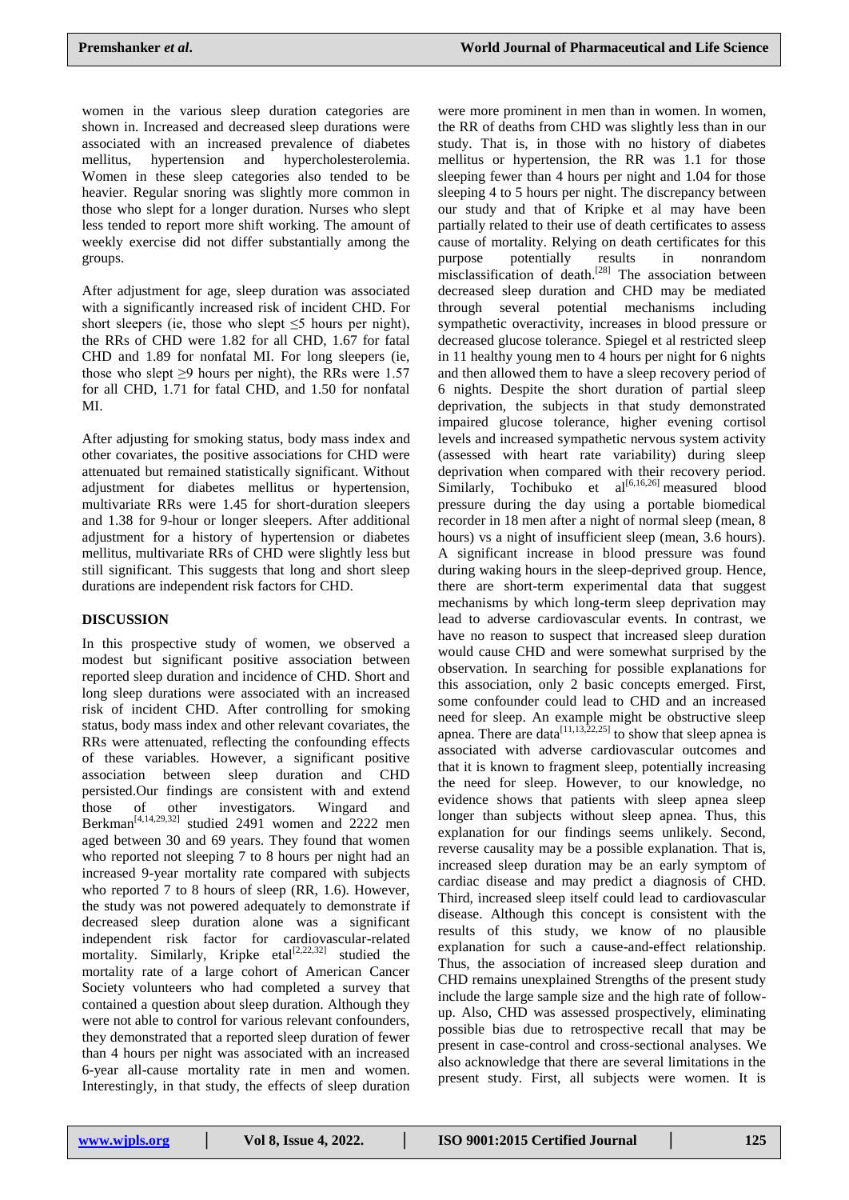women in the various sleep duration categories are shown in. Increased and decreased sleep durations were associated with an increased prevalence of diabetes mellitus, hypertension and hypercholesterolemia. Women in these sleep categories also tended to be heavier. Regular snoring was slightly more common in those who slept for a longer duration. Nurses who slept less tended to report more shift working. The amount of weekly exercise did not differ substantially among the groups.

After adjustment for age, sleep duration was associated with a significantly increased risk of incident CHD. For short sleepers (ie, those who slept ≤5 hours per night), the RRs of CHD were 1.82 for all CHD, 1.67 for fatal CHD and 1.89 for nonfatal MI. For long sleepers (ie, those who slept ≥9 hours per night), the RRs were 1.57 for all CHD, 1.71 for fatal CHD, and 1.50 for nonfatal MI.

After adjusting for smoking status, body mass index and other covariates, the positive associations for CHD were attenuated but remained statistically significant. Without adjustment for diabetes mellitus or hypertension, multivariate RRs were 1.45 for short-duration sleepers and 1.38 for 9-hour or longer sleepers. After additional adjustment for a history of hypertension or diabetes mellitus, multivariate RRs of CHD were slightly less but still significant. This suggests that long and short sleep durations are independent risk factors for CHD.

## DISCUSSION

In this prospective study of women, we observed a modest but significant positive association between reported sleep duration and incidence of CHD. Short and long sleep durations were associated with an increased risk of incident CHD. After controlling for smoking status, body mass index and other relevant covariates, the RRs were attenuated, reflecting the confounding effects of these variables. However, a significant positive association between sleep duration and CHD persisted.Our findings are consistent with and extend those of other investigators. Wingard and Berkman[4,14,29,32] studied 2491 women and 2222 men aged between 30 and 69 years. They found that women who reported not sleeping 7 to 8 hours per night had an increased 9-year mortality rate compared with subjects who reported 7 to 8 hours of sleep (RR, 1.6). However, the study was not powered adequately to demonstrate if decreased sleep duration alone was a significant independent risk factor for cardiovascular-related mortality. Similarly, Kripke etal[2,22,32] studied the mortality rate of a large cohort of American Cancer Society volunteers who had completed a survey that contained a question about sleep duration. Although they were not able to control for various relevant confounders, they demonstrated that a reported sleep duration of fewer than 4 hours per night was associated with an increased 6-year all-cause mortality rate in men and women. Interestingly, in that study, the effects of sleep duration were more prominent in men than in women. In women, the RR of deaths from CHD was slightly less than in our study. That is, in those with no history of diabetes mellitus or hypertension, the RR was 1.1 for those sleeping fewer than 4 hours per night and 1.04 for those sleeping 4 to 5 hours per night. The discrepancy between our study and that of Kripke et al may have been partially related to their use of death certificates to assess cause of mortality. Relying on death certificates for this purpose potentially results in nonrandom misclassification of death.[28] The association between decreased sleep duration and CHD may be mediated through several potential mechanisms including sympathetic overactivity, increases in blood pressure or decreased glucose tolerance. Spiegel et al restricted sleep in 11 healthy young men to 4 hours per night for 6 nights and then allowed them to have a sleep recovery period of 6 nights. Despite the short duration of partial sleep deprivation, the subjects in that study demonstrated impaired glucose tolerance, higher evening cortisol levels and increased sympathetic nervous system activity (assessed with heart rate variability) during sleep deprivation when compared with their recovery period. Similarly, Tochibuko et al[6,16,26] measured blood pressure during the day using a portable biomedical recorder in 18 men after a night of normal sleep (mean, 8 hours) vs a night of insufficient sleep (mean, 3.6 hours). A significant increase in blood pressure was found during waking hours in the sleep-deprived group. Hence, there are short-term experimental data that suggest mechanisms by which long-term sleep deprivation may lead to adverse cardiovascular events. In contrast, we have no reason to suspect that increased sleep duration would cause CHD and were somewhat surprised by the observation. In searching for possible explanations for this association, only 2 basic concepts emerged. First, some confounder could lead to CHD and an increased need for sleep. An example might be obstructive sleep apnea. There are data[11,13,22,25] to show that sleep apnea is associated with adverse cardiovascular outcomes and that it is known to fragment sleep, potentially increasing the need for sleep. However, to our knowledge, no evidence shows that patients with sleep apnea sleep longer than subjects without sleep apnea. Thus, this explanation for our findings seems unlikely. Second, reverse causality may be a possible explanation. That is, increased sleep duration may be an early symptom of cardiac disease and may predict a diagnosis of CHD. Third, increased sleep itself could lead to cardiovascular disease. Although this concept is consistent with the results of this study, we know of no plausible explanation for such a cause-and-effect relationship. Thus, the association of increased sleep duration and CHD remains unexplained Strengths of the present study include the large sample size and the high rate of follow-up. Also, CHD was assessed prospectively, eliminating possible bias due to retrospective recall that may be present in case-control and cross-sectional analyses. We also acknowledge that there are several limitations in the present study. First, all subjects were women. It is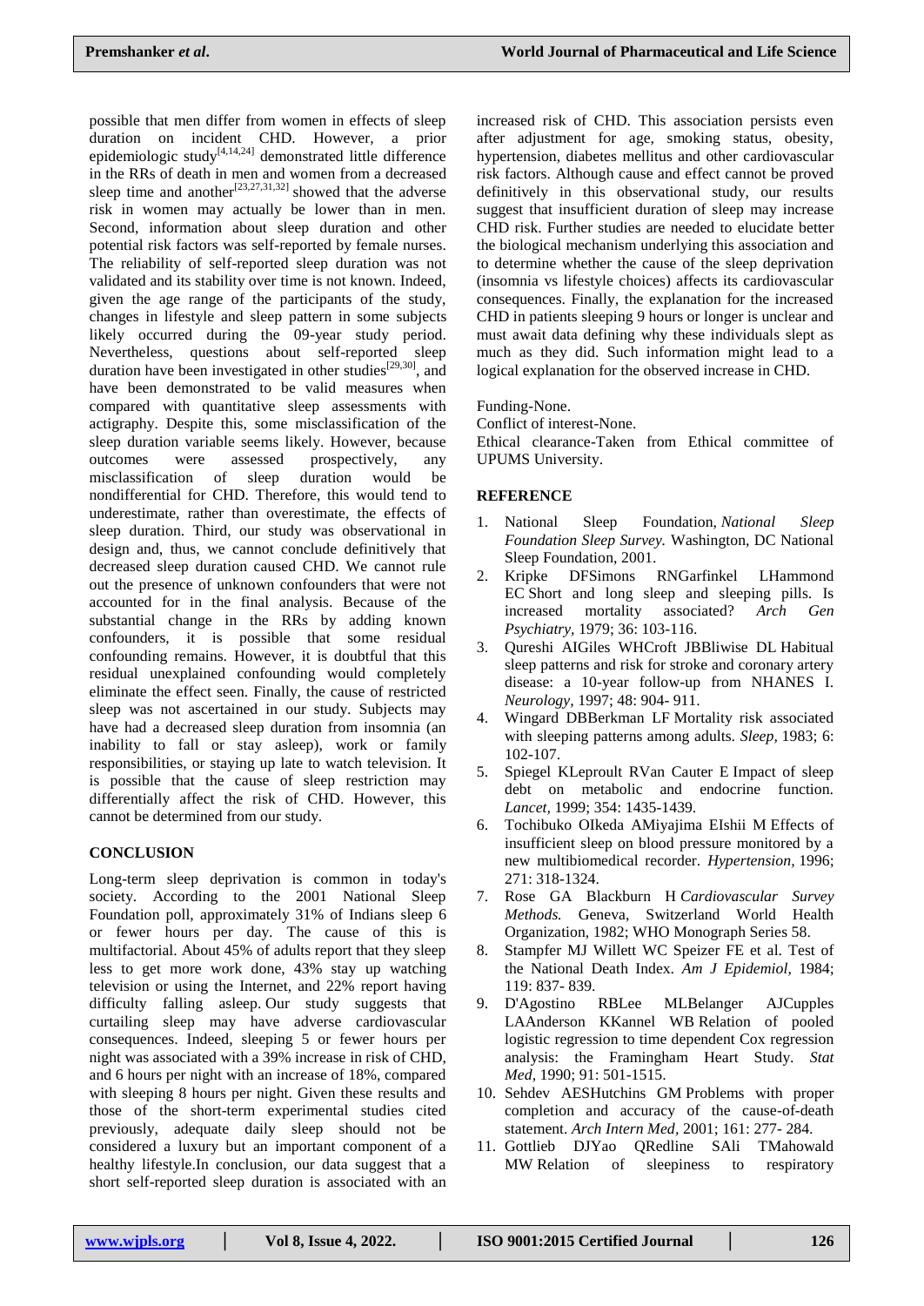possible that men differ from women in effects of sleep duration on incident CHD. However, a prior epidemiologic study[4,14,24] demonstrated little difference in the RRs of death in men and women from a decreased sleep time and another[23,27,31,32] showed that the adverse risk in women may actually be lower than in men. Second, information about sleep duration and other potential risk factors was self-reported by female nurses. The reliability of self-reported sleep duration was not validated and its stability over time is not known. Indeed, given the age range of the participants of the study, changes in lifestyle and sleep pattern in some subjects likely occurred during the 09-year study period. Nevertheless, questions about self-reported sleep duration have been investigated in other studies[29,30], and have been demonstrated to be valid measures when compared with quantitative sleep assessments with actigraphy. Despite this, some misclassification of the sleep duration variable seems likely. However, because outcomes were assessed prospectively, any misclassification of sleep duration would be nondifferential for CHD. Therefore, this would tend to underestimate, rather than overestimate, the effects of sleep duration. Third, our study was observational in design and, thus, we cannot conclude definitively that decreased sleep duration caused CHD. We cannot rule out the presence of unknown confounders that were not accounted for in the final analysis. Because of the substantial change in the RRs by adding known confounders, it is possible that some residual confounding remains. However, it is doubtful that this residual unexplained confounding would completely eliminate the effect seen. Finally, the cause of restricted sleep was not ascertained in our study. Subjects may have had a decreased sleep duration from insomnia (an inability to fall or stay asleep), work or family responsibilities, or staying up late to watch television. It is possible that the cause of sleep restriction may differentially affect the risk of CHD. However, this cannot be determined from our study.

## CONCLUSION

Long-term sleep deprivation is common in today's society. According to the 2001 National Sleep Foundation poll, approximately 31% of Indians sleep 6 or fewer hours per day. The cause of this is multifactorial. About 45% of adults report that they sleep less to get more work done, 43% stay up watching television or using the Internet, and 22% report having difficulty falling asleep. Our study suggests that curtailing sleep may have adverse cardiovascular consequences. Indeed, sleeping 5 or fewer hours per night was associated with a 39% increase in risk of CHD, and 6 hours per night with an increase of 18%, compared with sleeping 8 hours per night. Given these results and those of the short-term experimental studies cited previously, adequate daily sleep should not be considered a luxury but an important component of a healthy lifestyle.In conclusion, our data suggest that a short self-reported sleep duration is associated with an increased risk of CHD. This association persists even after adjustment for age, smoking status, obesity, hypertension, diabetes mellitus and other cardiovascular risk factors. Although cause and effect cannot be proved definitively in this observational study, our results suggest that insufficient duration of sleep may increase CHD risk. Further studies are needed to elucidate better the biological mechanism underlying this association and to determine whether the cause of the sleep deprivation (insomnia vs lifestyle choices) affects its cardiovascular consequences. Finally, the explanation for the increased CHD in patients sleeping 9 hours or longer is unclear and must await data defining why these individuals slept as much as they did. Such information might lead to a logical explanation for the observed increase in CHD.

Funding-None.

Conflict of interest-None.

Ethical clearance-Taken from Ethical committee of UPUMS University.

## REFERENCE

1. National Sleep Foundation, *National Sleep Foundation Sleep Survey.* Washington, DC National Sleep Foundation, 2001.
2. Kripke DFSimons RNGarfinkel LHammond EC Short and long sleep and sleeping pills. Is increased mortality associated? *Arch Gen Psychiatry,* 1979; 36: 103-116.
3. Qureshi AIGiles WHCroft JBBliwise DL Habitual sleep patterns and risk for stroke and coronary artery disease: a 10-year follow-up from NHANES I. *Neurology,* 1997; 48: 904- 911.
4. Wingard DBBerkman LF Mortality risk associated with sleeping patterns among adults. *Sleep,* 1983; 6: 102-107.
5. Spiegel KLeproult RVan Cauter E Impact of sleep debt on metabolic and endocrine function. *Lancet,* 1999; 354: 1435-1439.
6. Tochibuko OIkeda AMiyajima EIshii M Effects of insufficient sleep on blood pressure monitored by a new multibiomedical recorder. *Hypertension,* 1996; 271: 318-1324.
7. Rose GA Blackburn H *Cardiovascular Survey Methods.* Geneva, Switzerland World Health Organization, 1982; WHO Monograph Series 58.
8. Stampfer MJ Willett WC Speizer FE et al. Test of the National Death Index. *Am J Epidemiol,* 1984; 119: 837- 839.
9. D'Agostino RBLee MLBelanger AJCupples LAAnderson KKannel WB Relation of pooled logistic regression to time dependent Cox regression analysis: the Framingham Heart Study. *Stat Med,* 1990; 91: 501-1515.
10. Sehdev AESHutchins GM Problems with proper completion and accuracy of the cause-of-death statement. *Arch Intern Med,* 2001; 161: 277- 284.
11. Gottlieb DJYao QRedline SAli TMahowald MW Relation of sleepiness to respiratory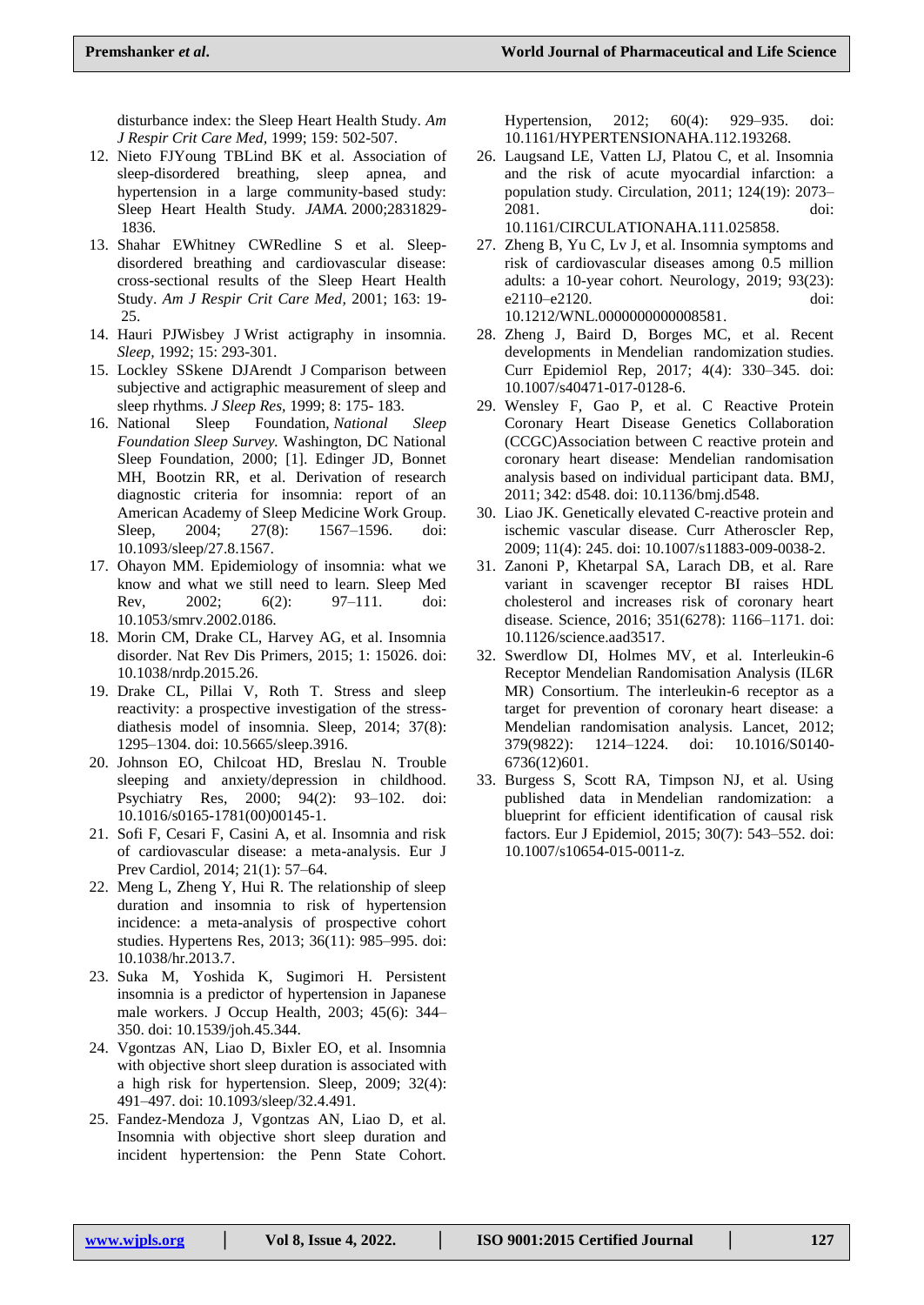disturbance index: the Sleep Heart Health Study. *Am J Respir Crit Care Med,* 1999; 159: 502-507.

12. Nieto FJYoung TBLind BK et al. Association of sleep-disordered breathing, sleep apnea, and hypertension in a large community-based study: Sleep Heart Health Study. *JAMA.* 2000;2831829-1836.
13. Shahar EWhitney CWRedline S et al. Sleep-disordered breathing and cardiovascular disease: cross-sectional results of the Sleep Heart Health Study. *Am J Respir Crit Care Med,* 2001; 163: 19-25.
14. Hauri PJWisbey J Wrist actigraphy in insomnia. *Sleep,* 1992; 15: 293-301.
15. Lockley SSkene DJArendt J Comparison between subjective and actigraphic measurement of sleep and sleep rhythms. *J Sleep Res,* 1999; 8: 175- 183.
16. National Sleep Foundation, *National Sleep Foundation Sleep Survey.* Washington, DC National Sleep Foundation, 2000; [1]. Edinger JD, Bonnet MH, Bootzin RR, et al. Derivation of research diagnostic criteria for insomnia: report of an American Academy of Sleep Medicine Work Group. Sleep, 2004; 27(8): 1567–1596. doi: 10.1093/sleep/27.8.1567.
17. Ohayon MM. Epidemiology of insomnia: what we know and what we still need to learn. Sleep Med Rev, 2002; 6(2): 97–111. doi: 10.1053/smrv.2002.0186.
18. Morin CM, Drake CL, Harvey AG, et al. Insomnia disorder. Nat Rev Dis Primers, 2015; 1: 15026. doi: 10.1038/nrdp.2015.26.
19. Drake CL, Pillai V, Roth T. Stress and sleep reactivity: a prospective investigation of the stress-diathesis model of insomnia. Sleep, 2014; 37(8): 1295–1304. doi: 10.5665/sleep.3916.
20. Johnson EO, Chilcoat HD, Breslau N. Trouble sleeping and anxiety/depression in childhood. Psychiatry Res, 2000; 94(2): 93–102. doi: 10.1016/s0165-1781(00)00145-1.
21. Sofi F, Cesari F, Casini A, et al. Insomnia and risk of cardiovascular disease: a meta-analysis. Eur J Prev Cardiol, 2014; 21(1): 57–64.
22. Meng L, Zheng Y, Hui R. The relationship of sleep duration and insomnia to risk of hypertension incidence: a meta-analysis of prospective cohort studies. Hypertens Res, 2013; 36(11): 985–995. doi: 10.1038/hr.2013.7.
23. Suka M, Yoshida K, Sugimori H. Persistent insomnia is a predictor of hypertension in Japanese male workers. J Occup Health, 2003; 45(6): 344–350. doi: 10.1539/joh.45.344.
24. Vgontzas AN, Liao D, Bixler EO, et al. Insomnia with objective short sleep duration is associated with a high risk for hypertension. Sleep, 2009; 32(4): 491–497. doi: 10.1093/sleep/32.4.491.
25. Fandez-Mendoza J, Vgontzas AN, Liao D, et al. Insomnia with objective short sleep duration and incident hypertension: the Penn State Cohort. Hypertension, 2012; 60(4): 929–935. doi: 10.1161/HYPERTENSIONAHA.112.193268.
26. Laugsand LE, Vatten LJ, Platou C, et al. Insomnia and the risk of acute myocardial infarction: a population study. Circulation, 2011; 124(19): 2073–2081. doi: 10.1161/CIRCULATIONAHA.111.025858.
27. Zheng B, Yu C, Lv J, et al. Insomnia symptoms and risk of cardiovascular diseases among 0.5 million adults: a 10-year cohort. Neurology, 2019; 93(23): e2110–e2120. doi: 10.1212/WNL.0000000000008581.
28. Zheng J, Baird D, Borges MC, et al. Recent developments in Mendelian randomization studies. Curr Epidemiol Rep, 2017; 4(4): 330–345. doi: 10.1007/s40471-017-0128-6.
29. Wensley F, Gao P, et al. C Reactive Protein Coronary Heart Disease Genetics Collaboration (CCGC)Association between C reactive protein and coronary heart disease: Mendelian randomisation analysis based on individual participant data. BMJ, 2011; 342: d548. doi: 10.1136/bmj.d548.
30. Liao JK. Genetically elevated C-reactive protein and ischemic vascular disease. Curr Atheroscler Rep, 2009; 11(4): 245. doi: 10.1007/s11883-009-0038-2.
31. Zanoni P, Khetarpal SA, Larach DB, et al. Rare variant in scavenger receptor BI raises HDL cholesterol and increases risk of coronary heart disease. Science, 2016; 351(6278): 1166–1171. doi: 10.1126/science.aad3517.
32. Swerdlow DI, Holmes MV, et al. Interleukin-6 Receptor Mendelian Randomisation Analysis (IL6R MR) Consortium. The interleukin-6 receptor as a target for prevention of coronary heart disease: a Mendelian randomisation analysis. Lancet, 2012; 379(9822): 1214–1224. doi: 10.1016/S0140-6736(12)601.
33. Burgess S, Scott RA, Timpson NJ, et al. Using published data in Mendelian randomization: a blueprint for efficient identification of causal risk factors. Eur J Epidemiol, 2015; 30(7): 543–552. doi: 10.1007/s10654-015-0011-z.